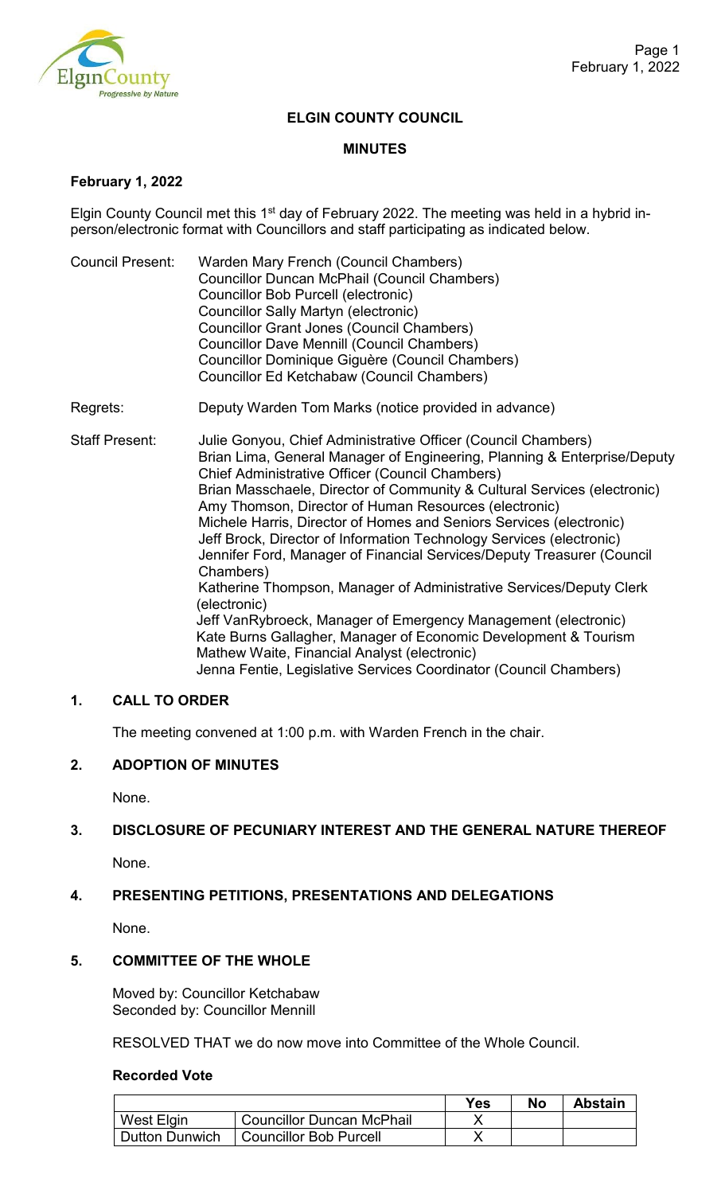## ELGIN COUNTY COUNCIL

## MINUTES

**February 1, 2022**

Elgin County Council met this 1st day of February 2022. The meeting was held in a hybrid in-person/electronic format with Councillors and staff participating as indicated below.

Council Present: Warden Mary French (Council Chambers)
Councillor Duncan McPhail (Council Chambers)
Councillor Bob Purcell (electronic)
Councillor Sally Martyn (electronic)
Councillor Grant Jones (Council Chambers)
Councillor Dave Mennill (Council Chambers)
Councillor Dominique Giguère (Council Chambers)
Councillor Ed Ketchabaw (Council Chambers)

Regrets: Deputy Warden Tom Marks (notice provided in advance)

Staff Present: Julie Gonyou, Chief Administrative Officer (Council Chambers)
Brian Lima, General Manager of Engineering, Planning & Enterprise/Deputy Chief Administrative Officer (Council Chambers)
Brian Masschaele, Director of Community & Cultural Services (electronic)
Amy Thomson, Director of Human Resources (electronic)
Michele Harris, Director of Homes and Seniors Services (electronic)
Jeff Brock, Director of Information Technology Services (electronic)
Jennifer Ford, Manager of Financial Services/Deputy Treasurer (Council Chambers)
Katherine Thompson, Manager of Administrative Services/Deputy Clerk (electronic)
Jeff VanRybroeck, Manager of Emergency Management (electronic)
Kate Burns Gallagher, Manager of Economic Development & Tourism
Mathew Waite, Financial Analyst (electronic)
Jenna Fentie, Legislative Services Coordinator (Council Chambers)

### 1. CALL TO ORDER

The meeting convened at 1:00 p.m. with Warden French in the chair.

### 2. ADOPTION OF MINUTES

None.

### 3. DISCLOSURE OF PECUNIARY INTEREST AND THE GENERAL NATURE THEREOF

None.

### 4. PRESENTING PETITIONS, PRESENTATIONS AND DELEGATIONS

None.

### 5. COMMITTEE OF THE WHOLE

Moved by: Councillor Ketchabaw
Seconded by: Councillor Mennill

RESOLVED THAT we do now move into Committee of the Whole Council.

**Recorded Vote**

| | | Yes | No | Abstain |
|---|---|---|---|---|
| West Elgin | Councillor Duncan McPhail | X | | |
| Dutton Dunwich | Councillor Bob Purcell | X | | |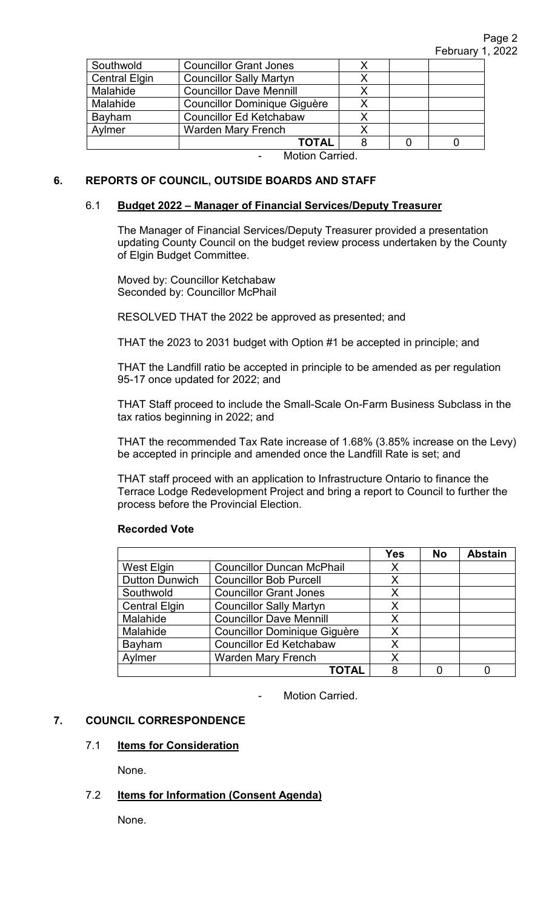| Southwold | Councillor Grant Jones | X | | |
|---|---|---|---|---|
| Central Elgin | Councillor Sally Martyn | X | | |
| Malahide | Councillor Dave Mennill | X | | |
| Malahide | Councillor Dominique Giguère | X | | |
| Bayham | Councillor Ed Ketchabaw | X | | |
| Aylmer | Warden Mary French | X | | |
| | **TOTAL** | 8 | 0 | 0 |

- Motion Carried.

## 6. REPORTS OF COUNCIL, OUTSIDE BOARDS AND STAFF

### 6.1 Budget 2022 – Manager of Financial Services/Deputy Treasurer

The Manager of Financial Services/Deputy Treasurer provided a presentation updating County Council on the budget review process undertaken by the County of Elgin Budget Committee.

Moved by: Councillor Ketchabaw
Seconded by: Councillor McPhail

RESOLVED THAT the 2022 be approved as presented; and

THAT the 2023 to 2031 budget with Option #1 be accepted in principle; and

THAT the Landfill ratio be accepted in principle to be amended as per regulation 95-17 once updated for 2022; and

THAT Staff proceed to include the Small-Scale On-Farm Business Subclass in the tax ratios beginning in 2022; and

THAT the recommended Tax Rate increase of 1.68% (3.85% increase on the Levy) be accepted in principle and amended once the Landfill Rate is set; and

THAT staff proceed with an application to Infrastructure Ontario to finance the Terrace Lodge Redevelopment Project and bring a report to Council to further the process before the Provincial Election.

**Recorded Vote**

| | | Yes | No | Abstain |
|---|---|---|---|---|
| West Elgin | Councillor Duncan McPhail | X | | |
| Dutton Dunwich | Councillor Bob Purcell | X | | |
| Southwold | Councillor Grant Jones | X | | |
| Central Elgin | Councillor Sally Martyn | X | | |
| Malahide | Councillor Dave Mennill | X | | |
| Malahide | Councillor Dominique Giguère | X | | |
| Bayham | Councillor Ed Ketchabaw | X | | |
| Aylmer | Warden Mary French | X | | |
| | **TOTAL** | 8 | 0 | 0 |

- Motion Carried.

## 7. COUNCIL CORRESPONDENCE

### 7.1 Items for Consideration

None.

### 7.2 Items for Information (Consent Agenda)

None.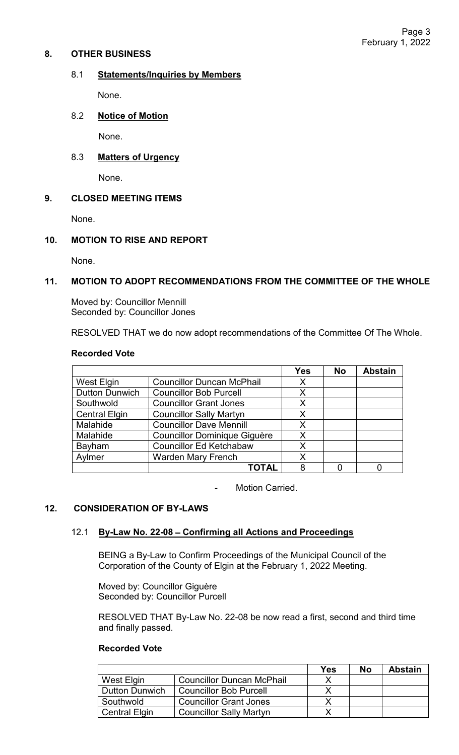## 8. OTHER BUSINESS

### 8.1 **Statements/Inquiries by Members**

None.

### 8.2 **Notice of Motion**

None.

### 8.3 **Matters of Urgency**

None.

## 9. CLOSED MEETING ITEMS

None.

## 10. MOTION TO RISE AND REPORT

None.

## 11. MOTION TO ADOPT RECOMMENDATIONS FROM THE COMMITTEE OF THE WHOLE

Moved by: Councillor Mennill
Seconded by: Councillor Jones

RESOLVED THAT we do now adopt recommendations of the Committee Of The Whole.

**Recorded Vote**

| | | Yes | No | Abstain |
|---|---|---|---|---|
| West Elgin | Councillor Duncan McPhail | X | | |
| Dutton Dunwich | Councillor Bob Purcell | X | | |
| Southwold | Councillor Grant Jones | X | | |
| Central Elgin | Councillor Sally Martyn | X | | |
| Malahide | Councillor Dave Mennill | X | | |
| Malahide | Councillor Dominique Giguère | X | | |
| Bayham | Councillor Ed Ketchabaw | X | | |
| Aylmer | Warden Mary French | X | | |
| | **TOTAL** | 8 | 0 | 0 |

- Motion Carried.

## 12. CONSIDERATION OF BY-LAWS

### 12.1 **By-Law No. 22-08 – Confirming all Actions and Proceedings**

BEING a By-Law to Confirm Proceedings of the Municipal Council of the Corporation of the County of Elgin at the February 1, 2022 Meeting.

Moved by: Councillor Giguère
Seconded by: Councillor Purcell

RESOLVED THAT By-Law No. 22-08 be now read a first, second and third time and finally passed.

**Recorded Vote**

| | | Yes | No | Abstain |
|---|---|---|---|---|
| West Elgin | Councillor Duncan McPhail | X | | |
| Dutton Dunwich | Councillor Bob Purcell | X | | |
| Southwold | Councillor Grant Jones | X | | |
| Central Elgin | Councillor Sally Martyn | X | | |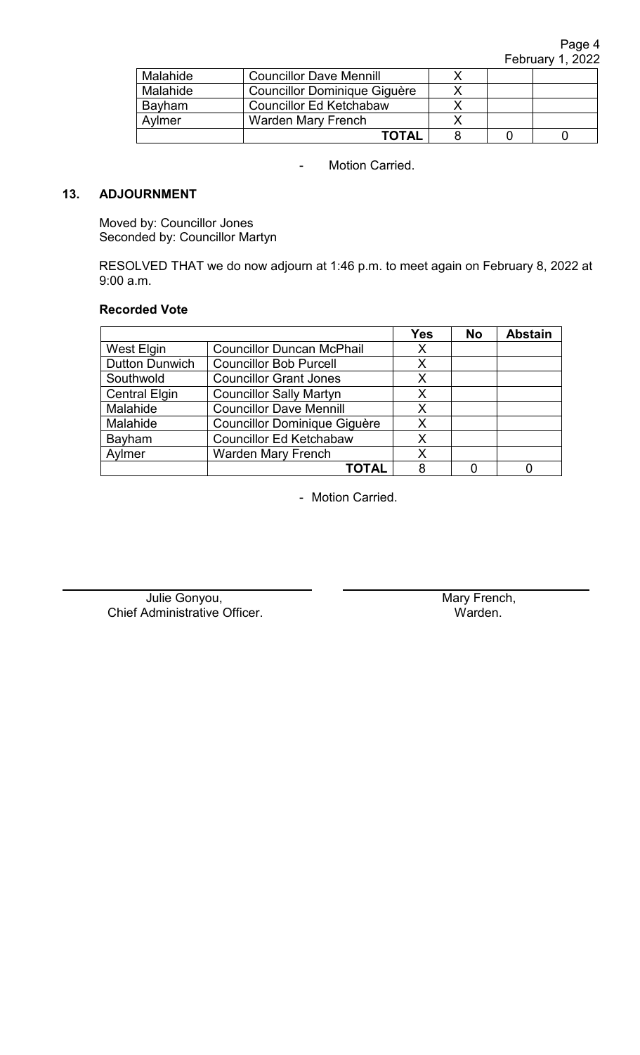| | | | | |
|---|---|---|---|---|
| Malahide | Councillor Dave Mennill | X | | |
| Malahide | Councillor Dominique Giguère | X | | |
| Bayham | Councillor Ed Ketchabaw | X | | |
| Aylmer | Warden Mary French | X | | |
| | **TOTAL** | 8 | 0 | 0 |

- Motion Carried.

## 13. ADJOURNMENT

Moved by: Councillor Jones
Seconded by: Councillor Martyn

RESOLVED THAT we do now adjourn at 1:46 p.m. to meet again on February 8, 2022 at 9:00 a.m.

**Recorded Vote**

| | | Yes | No | Abstain |
|---|---|---|---|---|
| West Elgin | Councillor Duncan McPhail | X | | |
| Dutton Dunwich | Councillor Bob Purcell | X | | |
| Southwold | Councillor Grant Jones | X | | |
| Central Elgin | Councillor Sally Martyn | X | | |
| Malahide | Councillor Dave Mennill | X | | |
| Malahide | Councillor Dominique Giguère | X | | |
| Bayham | Councillor Ed Ketchabaw | X | | |
| Aylmer | Warden Mary French | X | | |
| | **TOTAL** | 8 | 0 | 0 |

- Motion Carried.

Julie Gonyou,
Chief Administrative Officer.

Mary French,
Warden.